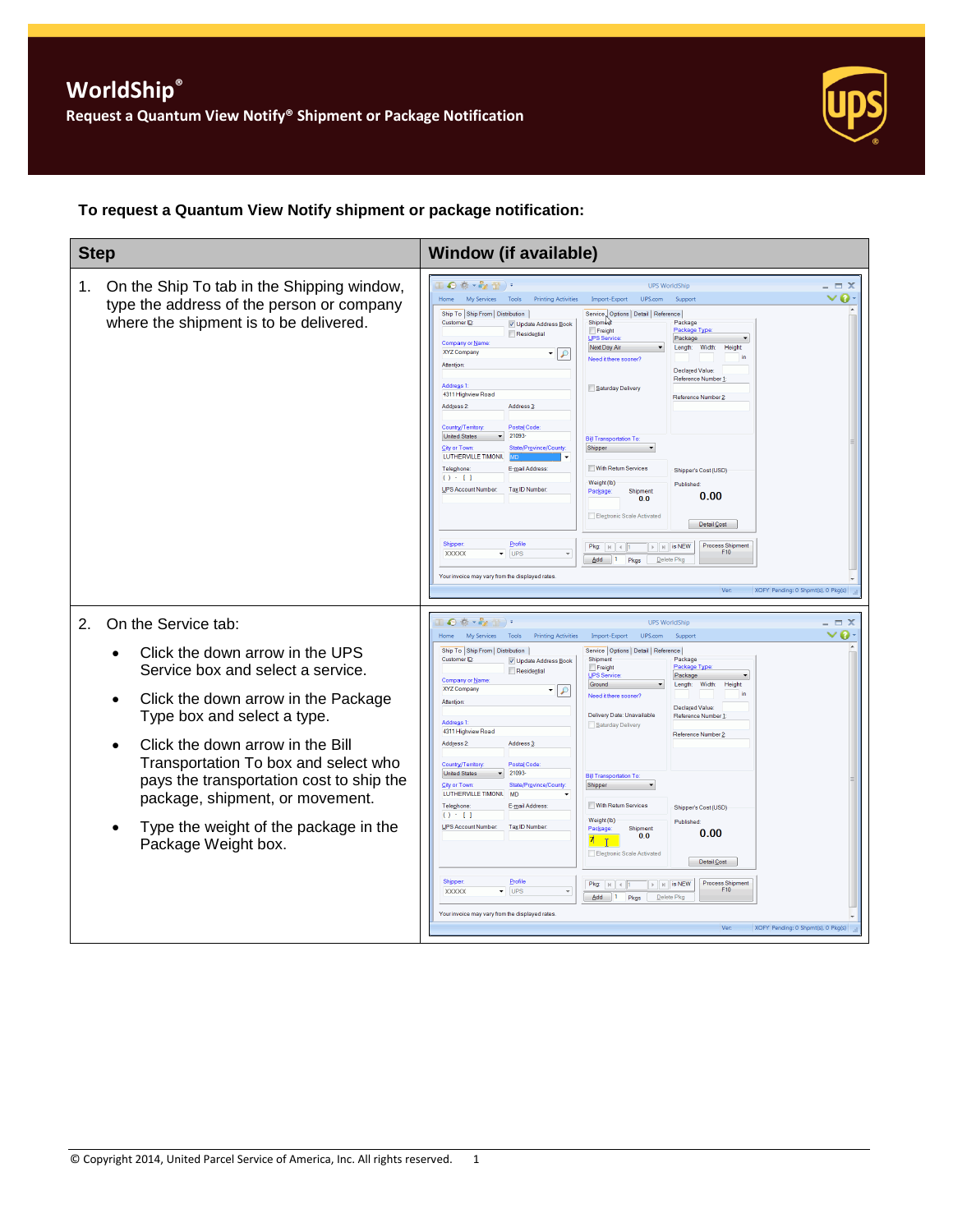# WorldShip®

## Request a Quantum View Notify® Shipment or Package Notification

**To request a Quantum View Notify shipment or package notification:**

| Step | Window (if available) |
|---|---|
| 1. On the Ship To tab in the Shipping window, type the address of the person or company where the shipment is to be delivered. | |
| 2. On the Service tab:<br>• Click the down arrow in the UPS Service box and select a service.<br>• Click the down arrow in the Package Type box and select a type.<br>• Click the down arrow in the Bill Transportation To box and select who pays the transportation cost to ship the package, shipment, or movement.<br>• Type the weight of the package in the Package Weight box. | |

© Copyright 2014, United Parcel Service of America, Inc. All rights reserved.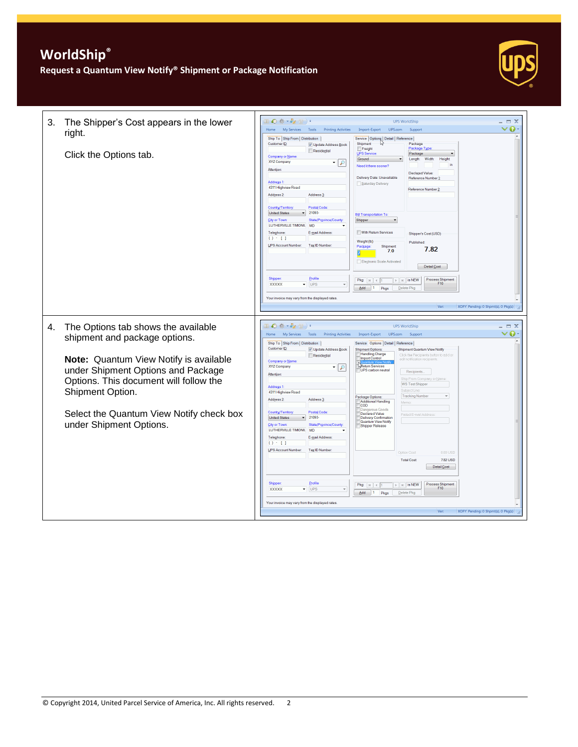# WorldShip®

## Request a Quantum View Notify® Shipment or Package Notification

| | |
|---|---|
| 3. The Shipper's Cost appears in the lower right.<br><br>Click the Options tab. | |
| 4. The Options tab shows the available shipment and package options.<br><br>**Note:** Quantum View Notify is available under Shipment Options and Package Options. This document will follow the Shipment Option.<br><br>Select the Quantum View Notify check box under Shipment Options. | |

© Copyright 2014, United Parcel Service of America, Inc. All rights reserved.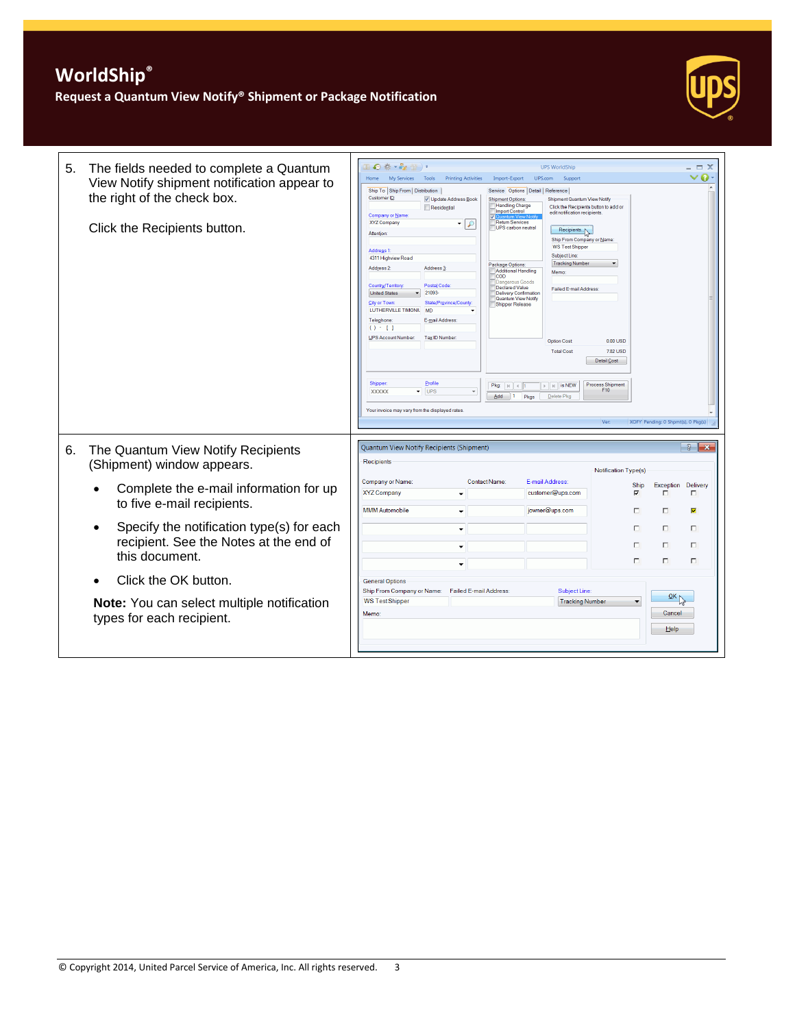# WorldShip®

**Request a Quantum View Notify® Shipment or Package Notification**

5. The fields needed to complete a Quantum View Notify shipment notification appear to the right of the check box.

   Click the Recipients button.

6. The Quantum View Notify Recipients (Shipment) window appears.

   - Complete the e-mail information for up to five e-mail recipients.
   - Specify the notification type(s) for each recipient. See the Notes at the end of this document.
   - Click the OK button.

   **Note:** You can select multiple notification types for each recipient.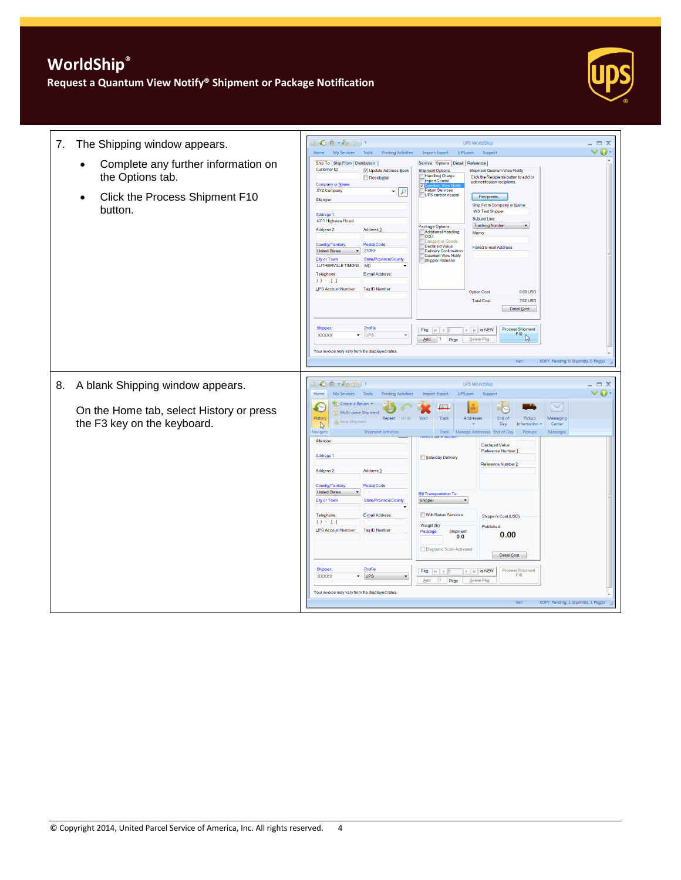7. The Shipping window appears.
   - Complete any further information on the Options tab.
   - Click the Process Shipment F10 button.

8. A blank Shipping window appears.

   On the Home tab, select History or press the F3 key on the keyboard.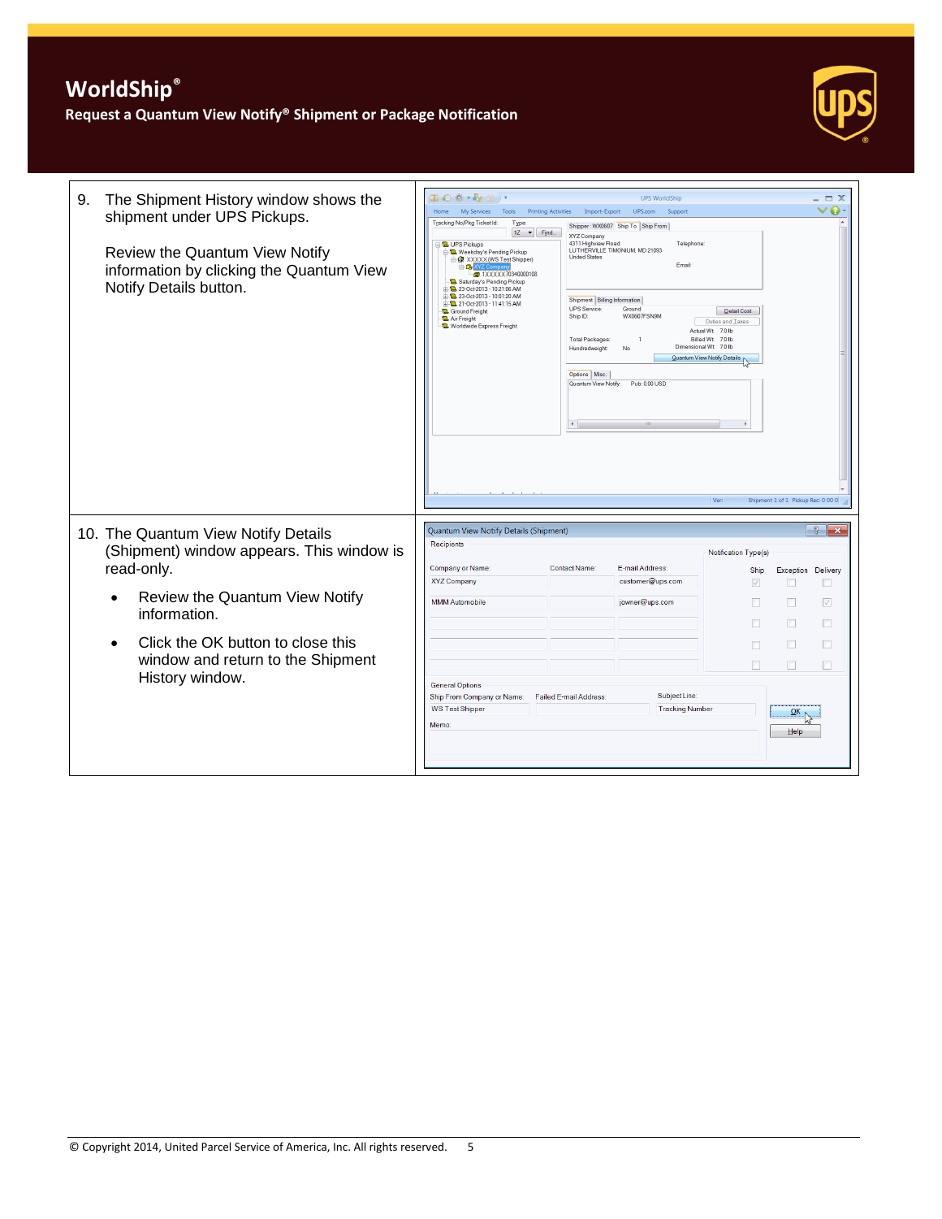9. The Shipment History window shows the shipment under UPS Pickups.

   Review the Quantum View Notify information by clicking the Quantum View Notify Details button.

10. The Quantum View Notify Details (Shipment) window appears. This window is read-only.

    - Review the Quantum View Notify information.
    - Click the OK button to close this window and return to the Shipment History window.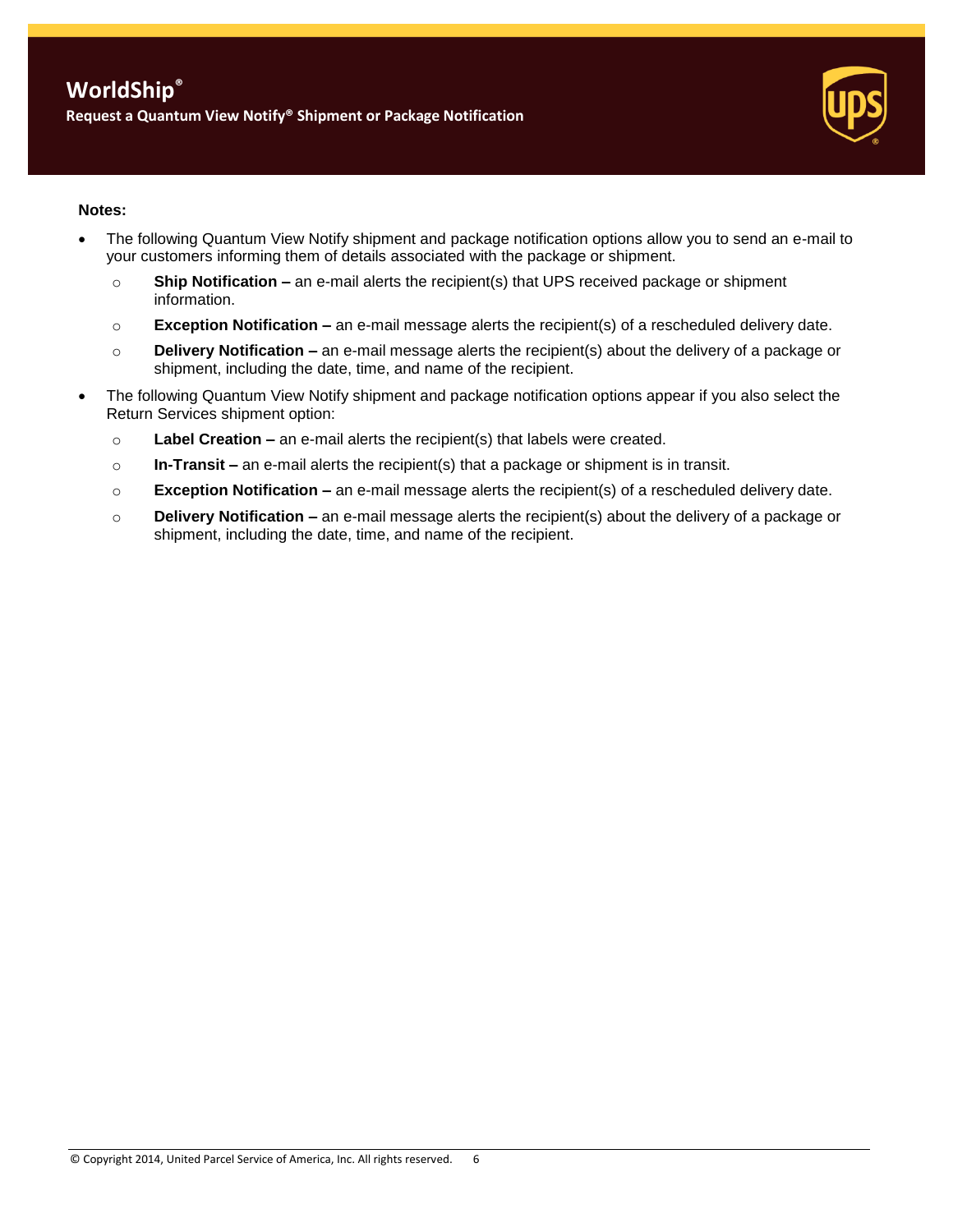**Notes:**

- The following Quantum View Notify shipment and package notification options allow you to send an e-mail to your customers informing them of details associated with the package or shipment.
    - **Ship Notification –** an e-mail alerts the recipient(s) that UPS received package or shipment information.
    - **Exception Notification –** an e-mail message alerts the recipient(s) of a rescheduled delivery date.
    - **Delivery Notification –** an e-mail message alerts the recipient(s) about the delivery of a package or shipment, including the date, time, and name of the recipient.
- The following Quantum View Notify shipment and package notification options appear if you also select the Return Services shipment option:
    - **Label Creation –** an e-mail alerts the recipient(s) that labels were created.
    - **In-Transit –** an e-mail alerts the recipient(s) that a package or shipment is in transit.
    - **Exception Notification –** an e-mail message alerts the recipient(s) of a rescheduled delivery date.
    - **Delivery Notification –** an e-mail message alerts the recipient(s) about the delivery of a package or shipment, including the date, time, and name of the recipient.